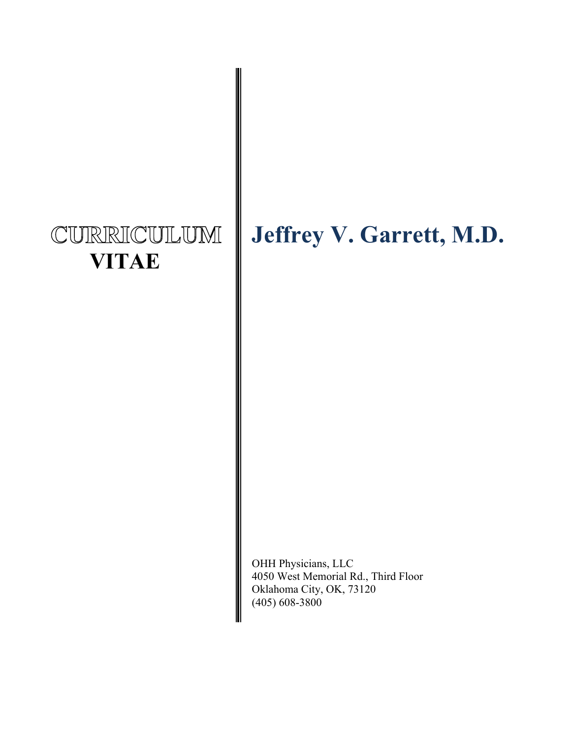# CURRICULUM VITAE

# Jeffrey V. Garrett, M.D.

OHH Physicians, LLC
4050 West Memorial Rd., Third Floor
Oklahoma City, OK, 73120
(405) 608-3800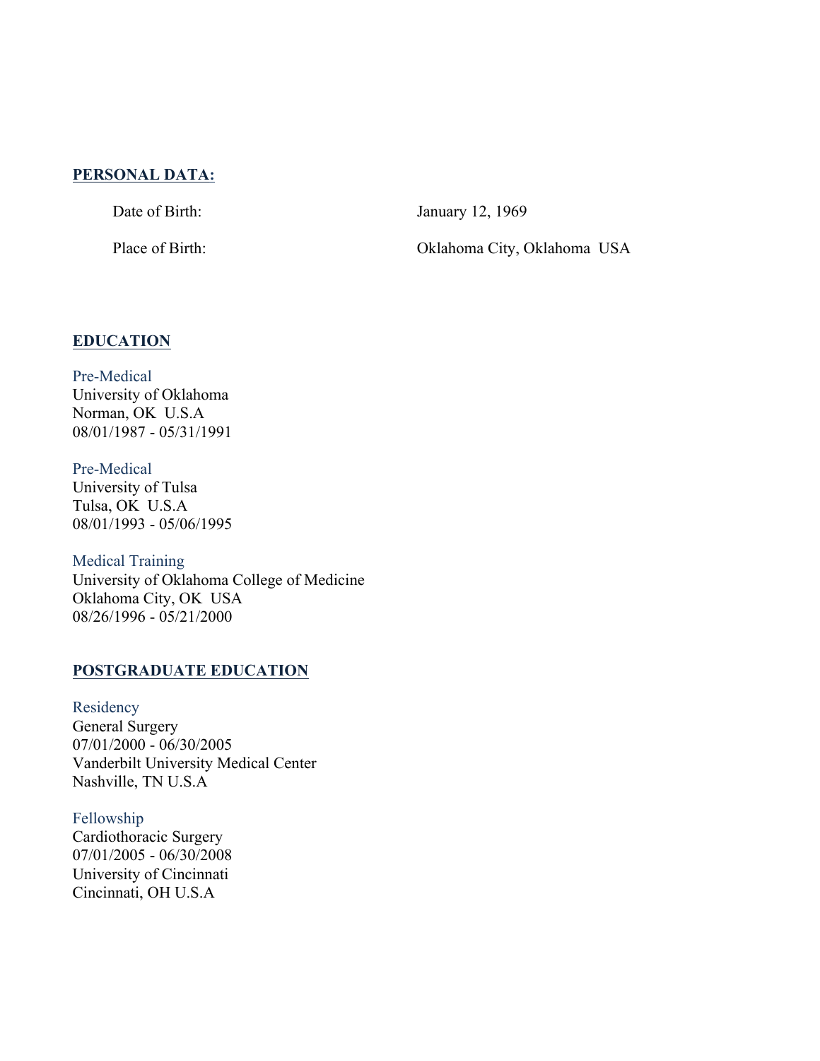## PERSONAL DATA:

Date of Birth: January 12, 1969

Place of Birth: Oklahoma City, Oklahoma USA

## EDUCATION

Pre-Medical
University of Oklahoma
Norman, OK U.S.A
08/01/1987 - 05/31/1991

Pre-Medical
University of Tulsa
Tulsa, OK U.S.A
08/01/1993 - 05/06/1995

Medical Training
University of Oklahoma College of Medicine
Oklahoma City, OK USA
08/26/1996 - 05/21/2000

## POSTGRADUATE EDUCATION

Residency
General Surgery
07/01/2000 - 06/30/2005
Vanderbilt University Medical Center
Nashville, TN U.S.A

Fellowship
Cardiothoracic Surgery
07/01/2005 - 06/30/2008
University of Cincinnati
Cincinnati, OH U.S.A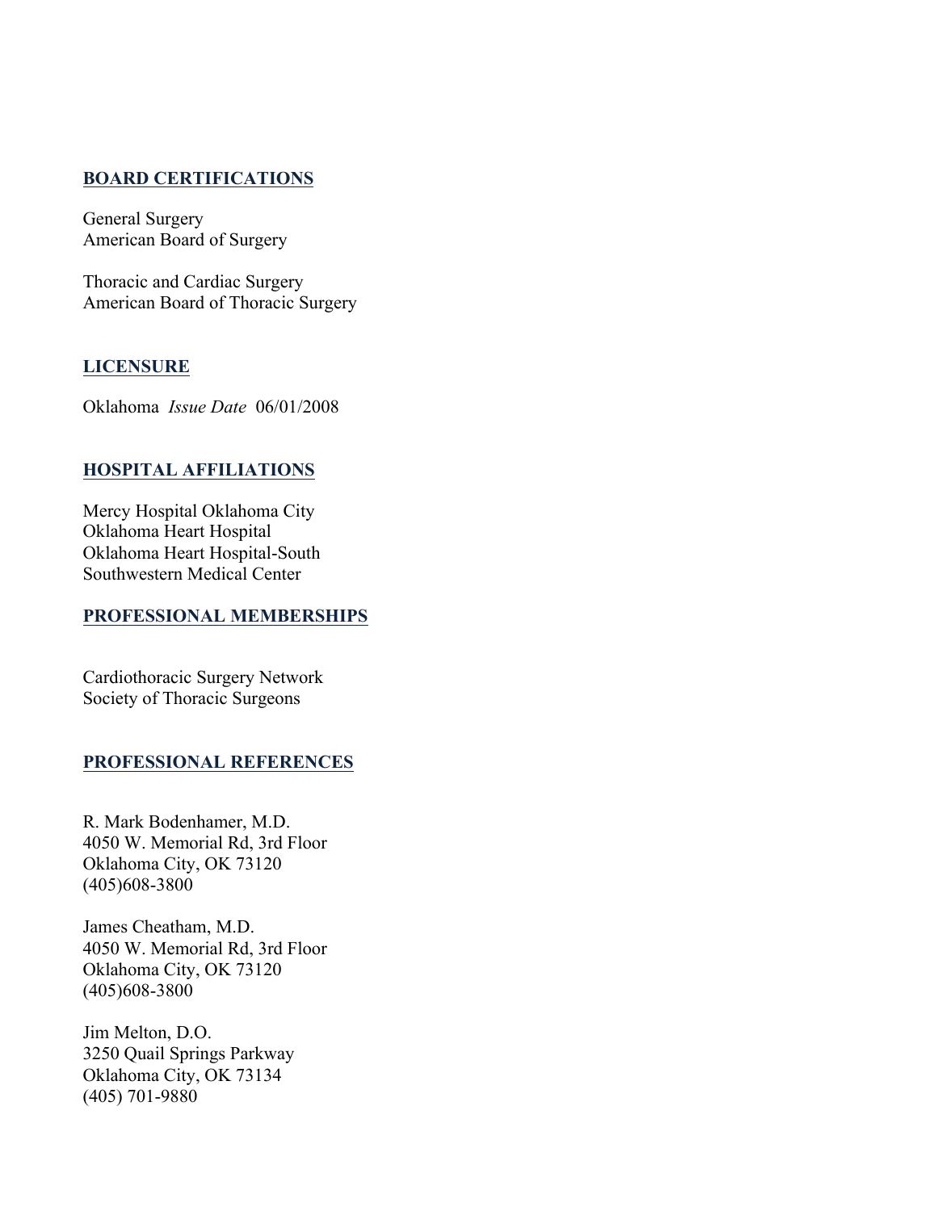## BOARD CERTIFICATIONS

General Surgery
American Board of Surgery

Thoracic and Cardiac Surgery
American Board of Thoracic Surgery

## LICENSURE

Oklahoma *Issue Date* 06/01/2008

## HOSPITAL AFFILIATIONS

Mercy Hospital Oklahoma City
Oklahoma Heart Hospital
Oklahoma Heart Hospital-South
Southwestern Medical Center

## PROFESSIONAL MEMBERSHIPS

Cardiothoracic Surgery Network
Society of Thoracic Surgeons

## PROFESSIONAL REFERENCES

R. Mark Bodenhamer, M.D.
4050 W. Memorial Rd, 3rd Floor
Oklahoma City, OK 73120
(405)608-3800

James Cheatham, M.D.
4050 W. Memorial Rd, 3rd Floor
Oklahoma City, OK 73120
(405)608-3800

Jim Melton, D.O.
3250 Quail Springs Parkway
Oklahoma City, OK 73134
(405) 701-9880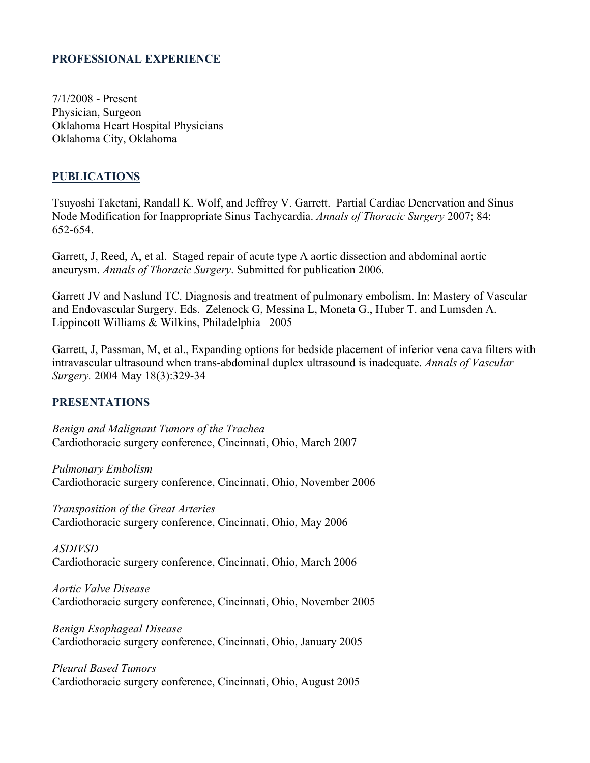## PROFESSIONAL EXPERIENCE

7/1/2008 - Present
Physician, Surgeon
Oklahoma Heart Hospital Physicians
Oklahoma City, Oklahoma

## PUBLICATIONS

Tsuyoshi Taketani, Randall K. Wolf, and Jeffrey V. Garrett. Partial Cardiac Denervation and Sinus Node Modification for Inappropriate Sinus Tachycardia. *Annals of Thoracic Surgery* 2007; 84: 652-654.

Garrett, J, Reed, A, et al. Staged repair of acute type A aortic dissection and abdominal aortic aneurysm. *Annals of Thoracic Surgery*. Submitted for publication 2006.

Garrett JV and Naslund TC. Diagnosis and treatment of pulmonary embolism. In: Mastery of Vascular and Endovascular Surgery. Eds. Zelenock G, Messina L, Moneta G., Huber T. and Lumsden A. Lippincott Williams & Wilkins, Philadelphia 2005

Garrett, J, Passman, M, et al., Expanding options for bedside placement of inferior vena cava filters with intravascular ultrasound when trans-abdominal duplex ultrasound is inadequate. *Annals of Vascular Surgery.* 2004 May 18(3):329-34

## PRESENTATIONS

*Benign and Malignant Tumors of the Trachea*
Cardiothoracic surgery conference, Cincinnati, Ohio, March 2007

*Pulmonary Embolism*
Cardiothoracic surgery conference, Cincinnati, Ohio, November 2006

*Transposition of the Great Arteries*
Cardiothoracic surgery conference, Cincinnati, Ohio, May 2006

*ASDIVSD*
Cardiothoracic surgery conference, Cincinnati, Ohio, March 2006

*Aortic Valve Disease*
Cardiothoracic surgery conference, Cincinnati, Ohio, November 2005

*Benign Esophageal Disease*
Cardiothoracic surgery conference, Cincinnati, Ohio, January 2005

*Pleural Based Tumors*
Cardiothoracic surgery conference, Cincinnati, Ohio, August 2005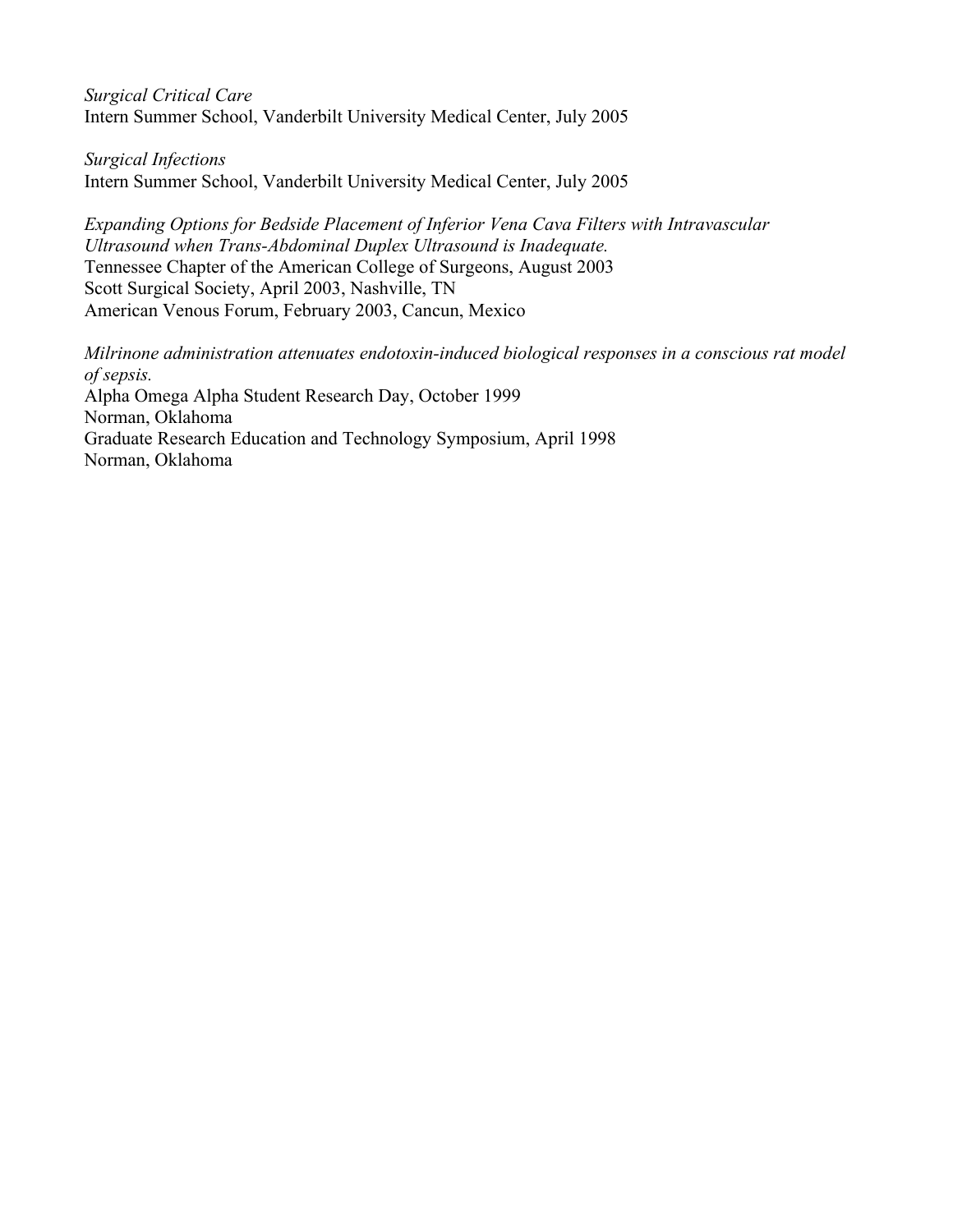*Surgical Critical Care*
Intern Summer School, Vanderbilt University Medical Center, July 2005

*Surgical Infections*
Intern Summer School, Vanderbilt University Medical Center, July 2005

*Expanding Options for Bedside Placement of Inferior Vena Cava Filters with Intravascular Ultrasound when Trans-Abdominal Duplex Ultrasound is Inadequate.*
Tennessee Chapter of the American College of Surgeons, August 2003
Scott Surgical Society, April 2003, Nashville, TN
American Venous Forum, February 2003, Cancun, Mexico

*Milrinone administration attenuates endotoxin-induced biological responses in a conscious rat model of sepsis.*
Alpha Omega Alpha Student Research Day, October 1999
Norman, Oklahoma
Graduate Research Education and Technology Symposium, April 1998
Norman, Oklahoma